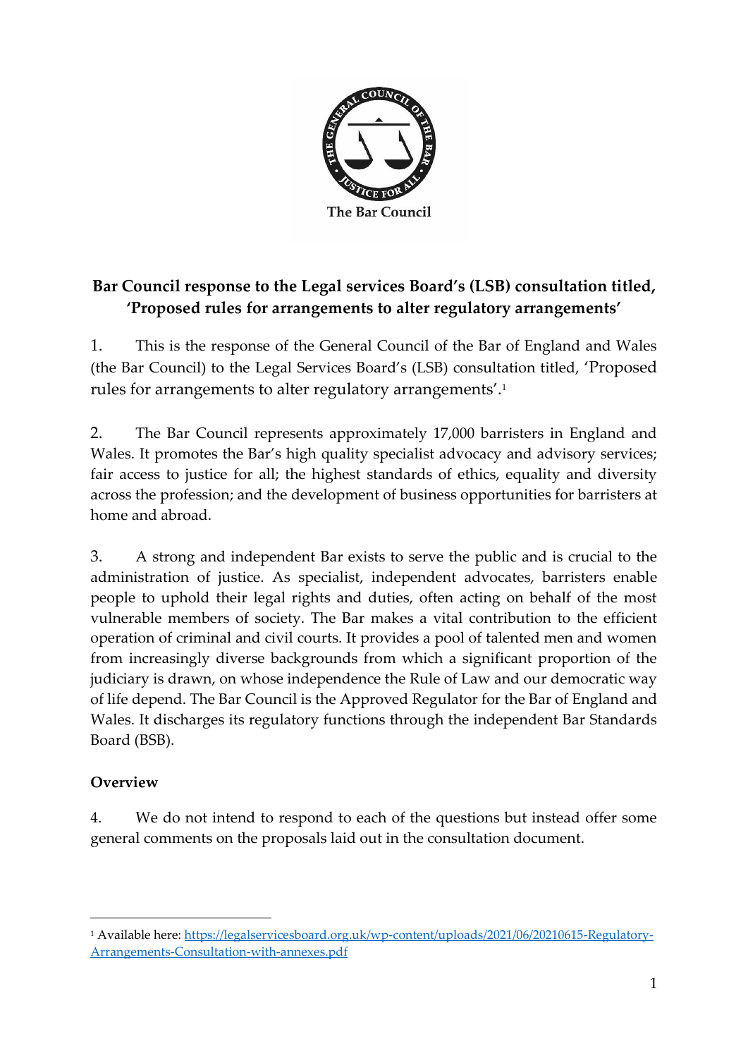The Bar Council

**Bar Council response to the Legal services Board's (LSB) consultation titled, 'Proposed rules for arrangements to alter regulatory arrangements'**

1. This is the response of the General Council of the Bar of England and Wales (the Bar Council) to the Legal Services Board's (LSB) consultation titled, 'Proposed rules for arrangements to alter regulatory arrangements'.[1]

2. The Bar Council represents approximately 17,000 barristers in England and Wales. It promotes the Bar's high quality specialist advocacy and advisory services; fair access to justice for all; the highest standards of ethics, equality and diversity across the profession; and the development of business opportunities for barristers at home and abroad.

3. A strong and independent Bar exists to serve the public and is crucial to the administration of justice. As specialist, independent advocates, barristers enable people to uphold their legal rights and duties, often acting on behalf of the most vulnerable members of society. The Bar makes a vital contribution to the efficient operation of criminal and civil courts. It provides a pool of talented men and women from increasingly diverse backgrounds from which a significant proportion of the judiciary is drawn, on whose independence the Rule of Law and our democratic way of life depend. The Bar Council is the Approved Regulator for the Bar of England and Wales. It discharges its regulatory functions through the independent Bar Standards Board (BSB).

**Overview**

4. We do not intend to respond to each of the questions but instead offer some general comments on the proposals laid out in the consultation document.

[1] Available here: https://legalservicesboard.org.uk/wp-content/uploads/2021/06/20210615-Regulatory-Arrangements-Consultation-with-annexes.pdf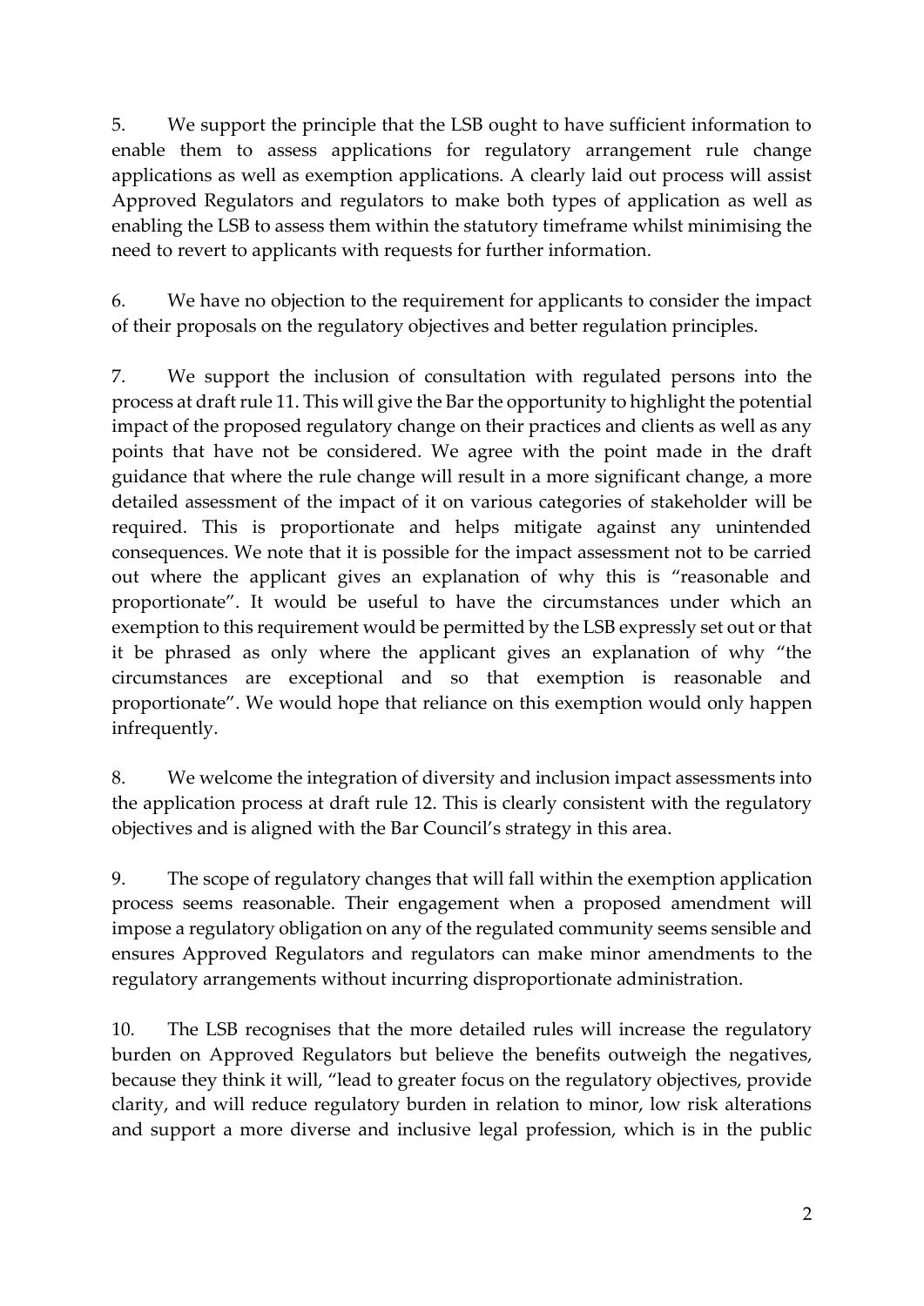5. We support the principle that the LSB ought to have sufficient information to enable them to assess applications for regulatory arrangement rule change applications as well as exemption applications. A clearly laid out process will assist Approved Regulators and regulators to make both types of application as well as enabling the LSB to assess them within the statutory timeframe whilst minimising the need to revert to applicants with requests for further information.

6. We have no objection to the requirement for applicants to consider the impact of their proposals on the regulatory objectives and better regulation principles.

7. We support the inclusion of consultation with regulated persons into the process at draft rule 11. This will give the Bar the opportunity to highlight the potential impact of the proposed regulatory change on their practices and clients as well as any points that have not be considered. We agree with the point made in the draft guidance that where the rule change will result in a more significant change, a more detailed assessment of the impact of it on various categories of stakeholder will be required. This is proportionate and helps mitigate against any unintended consequences. We note that it is possible for the impact assessment not to be carried out where the applicant gives an explanation of why this is "reasonable and proportionate". It would be useful to have the circumstances under which an exemption to this requirement would be permitted by the LSB expressly set out or that it be phrased as only where the applicant gives an explanation of why "the circumstances are exceptional and so that exemption is reasonable and proportionate". We would hope that reliance on this exemption would only happen infrequently.

8. We welcome the integration of diversity and inclusion impact assessments into the application process at draft rule 12. This is clearly consistent with the regulatory objectives and is aligned with the Bar Council's strategy in this area.

9. The scope of regulatory changes that will fall within the exemption application process seems reasonable. Their engagement when a proposed amendment will impose a regulatory obligation on any of the regulated community seems sensible and ensures Approved Regulators and regulators can make minor amendments to the regulatory arrangements without incurring disproportionate administration.

10. The LSB recognises that the more detailed rules will increase the regulatory burden on Approved Regulators but believe the benefits outweigh the negatives, because they think it will, "lead to greater focus on the regulatory objectives, provide clarity, and will reduce regulatory burden in relation to minor, low risk alterations and support a more diverse and inclusive legal profession, which is in the public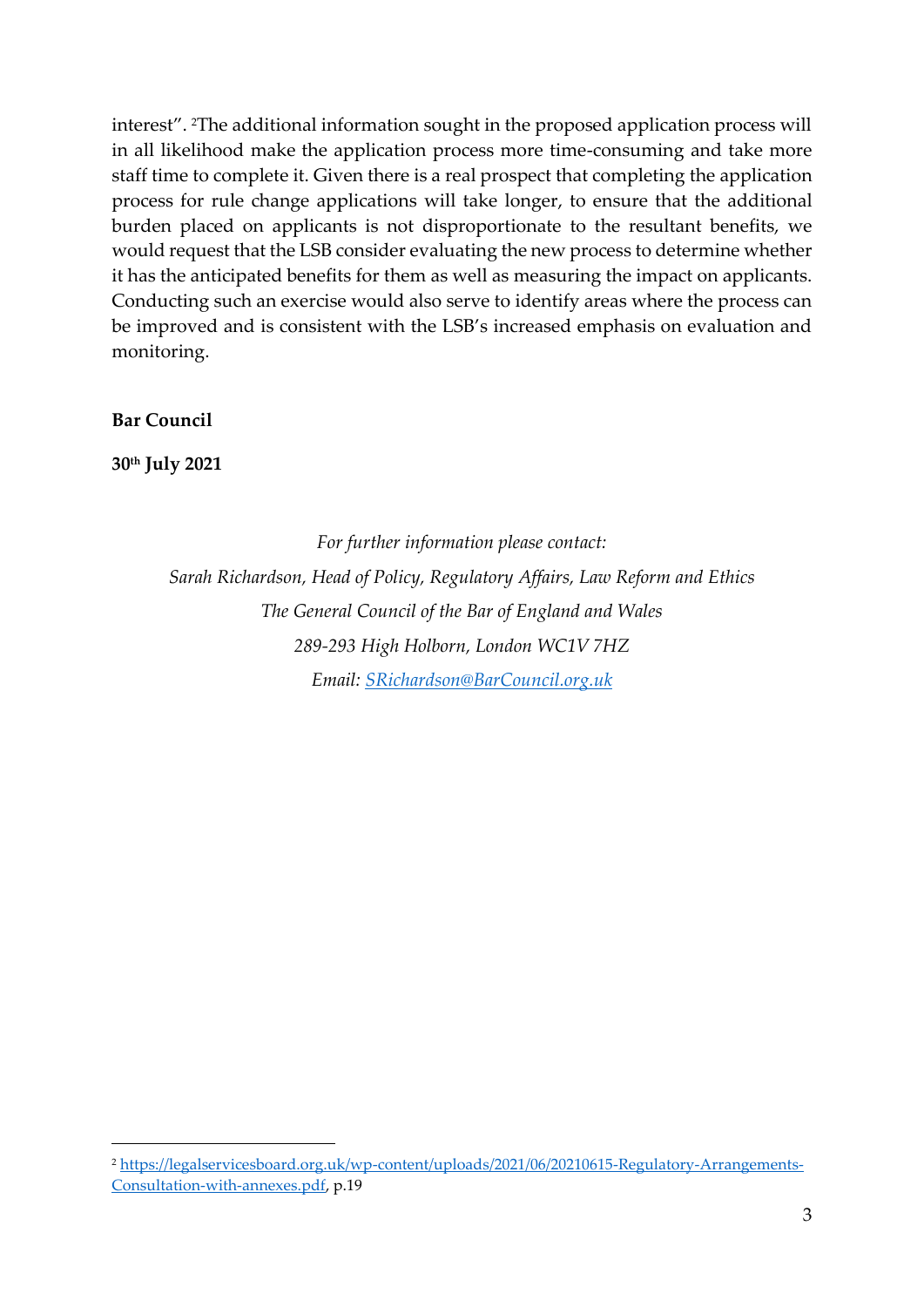interest". [2]The additional information sought in the proposed application process will in all likelihood make the application process more time-consuming and take more staff time to complete it. Given there is a real prospect that completing the application process for rule change applications will take longer, to ensure that the additional burden placed on applicants is not disproportionate to the resultant benefits, we would request that the LSB consider evaluating the new process to determine whether it has the anticipated benefits for them as well as measuring the impact on applicants. Conducting such an exercise would also serve to identify areas where the process can be improved and is consistent with the LSB's increased emphasis on evaluation and monitoring.

**Bar Council**

**30th July 2021**

*For further information please contact:*

*Sarah Richardson, Head of Policy, Regulatory Affairs, Law Reform and Ethics*

*The General Council of the Bar of England and Wales*

*289-293 High Holborn, London WC1V 7HZ*

*Email: SRichardson@BarCouncil.org.uk*

---

[2] https://legalservicesboard.org.uk/wp-content/uploads/2021/06/20210615-Regulatory-Arrangements-Consultation-with-annexes.pdf, p.19